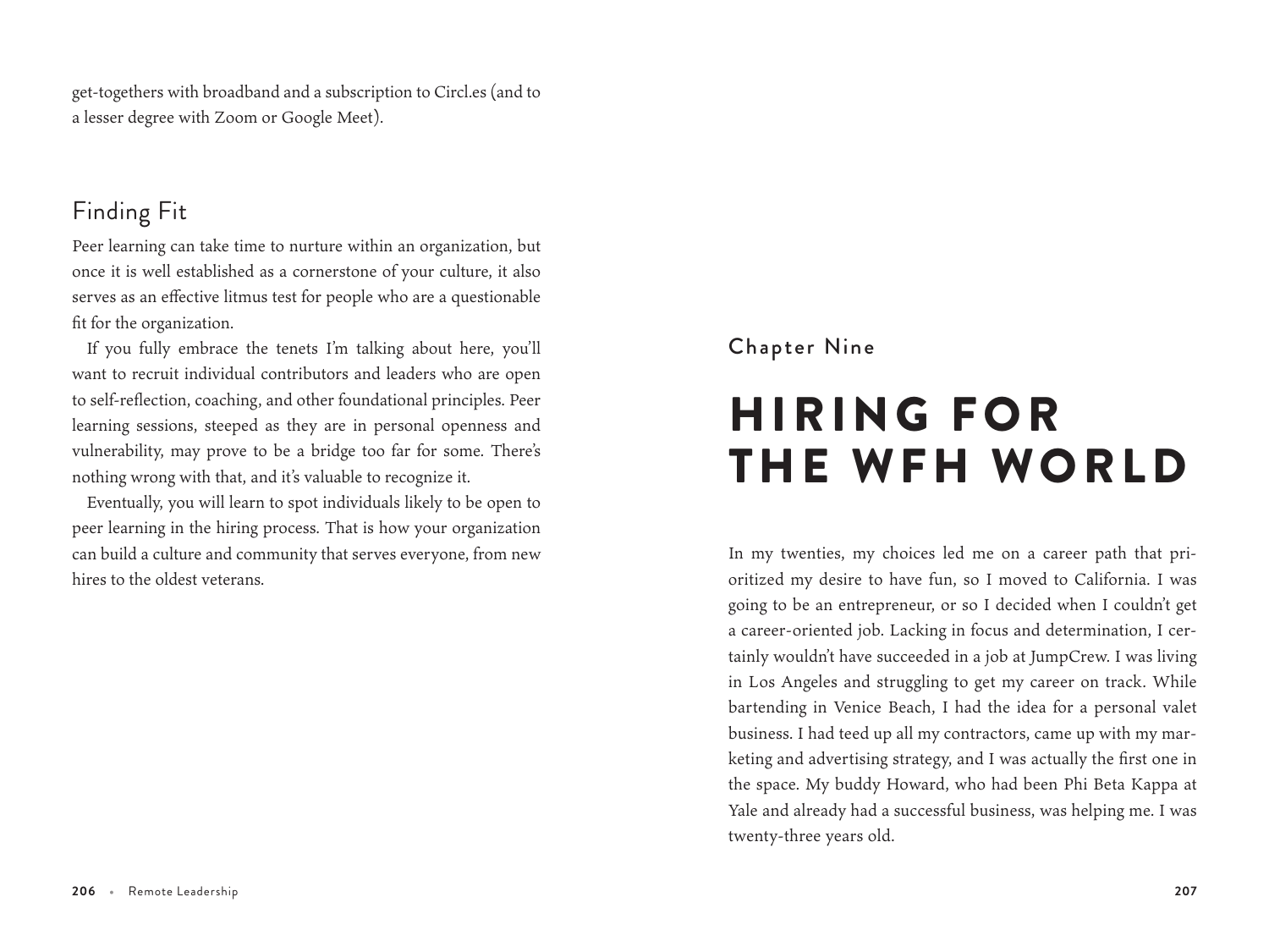get-togethers with broadband and a subscription to Circl.es (and to a lesser degree with Zoom or Google Meet).

## Finding Fit

Peer learning can take time to nurture within an organization, but once it is well established as a cornerstone of your culture, it also serves as an effective litmus test for people who are a questionable fit for the organization.

If you fully embrace the tenets I'm talking about here, you'll want to recruit individual contributors and leaders who are open to self-reflection, coaching, and other foundational principles. Peer learning sessions, steeped as they are in personal openness and vulnerability, may prove to be a bridge too far for some. There's nothing wrong with that, and it's valuable to recognize it.

Eventually, you will learn to spot individuals likely to be open to peer learning in the hiring process. That is how your organization can build a culture and community that serves everyone, from new hires to the oldest veterans.

Chapter Nine

# HIRING FOR THE WFH WORLD

In my twenties, my choices led me on a career path that prioritized my desire to have fun, so I moved to California. I was going to be an entrepreneur, or so I decided when I couldn't get a career-oriented job. Lacking in focus and determination, I certainly wouldn't have succeeded in a job at JumpCrew. I was living in Los Angeles and struggling to get my career on track. While bartending in Venice Beach, I had the idea for a personal valet business. I had teed up all my contractors, came up with my marketing and advertising strategy, and I was actually the first one in the space. My buddy Howard, who had been Phi Beta Kappa at Yale and already had a successful business, was helping me. I was twenty-three years old.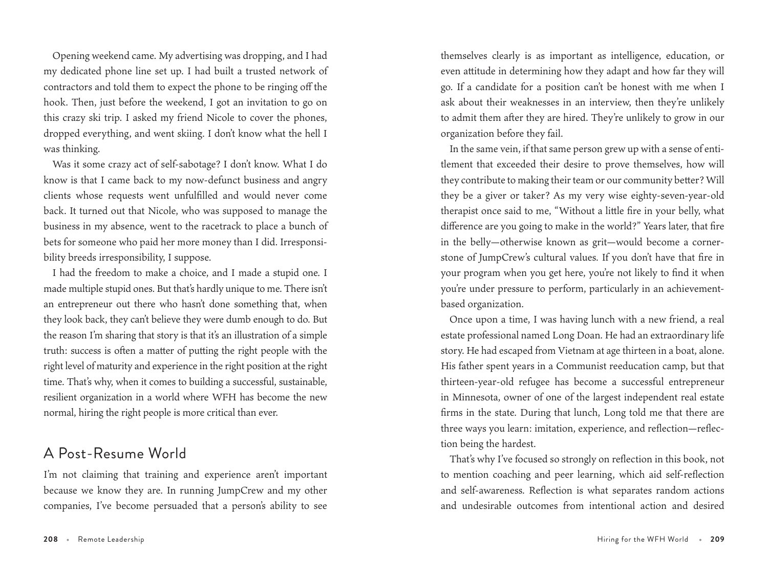Opening weekend came. My advertising was dropping, and I had my dedicated phone line set up. I had built a trusted network of contractors and told them to expect the phone to be ringing off the hook. Then, just before the weekend, I got an invitation to go on this crazy ski trip. I asked my friend Nicole to cover the phones, dropped everything, and went skiing. I don't know what the hell I was thinking.

Was it some crazy act of self-sabotage? I don't know. What I do know is that I came back to my now-defunct business and angry clients whose requests went unfulfilled and would never come back. It turned out that Nicole, who was supposed to manage the business in my absence, went to the racetrack to place a bunch of bets for someone who paid her more money than I did. Irresponsibility breeds irresponsibility, I suppose.

I had the freedom to make a choice, and I made a stupid one. I made multiple stupid ones. But that's hardly unique to me. There isn't an entrepreneur out there who hasn't done something that, when they look back, they can't believe they were dumb enough to do. But the reason I'm sharing that story is that it's an illustration of a simple truth: success is often a matter of putting the right people with the right level of maturity and experience in the right position at the right time. That's why, when it comes to building a successful, sustainable, resilient organization in a world where WFH has become the new normal, hiring the right people is more critical than ever.

## A Post-Resume World

I'm not claiming that training and experience aren't important because we know they are. In running JumpCrew and my other companies, I've become persuaded that a person's ability to see themselves clearly is as important as intelligence, education, or even attitude in determining how they adapt and how far they will go. If a candidate for a position can't be honest with me when I ask about their weaknesses in an interview, then they're unlikely to admit them after they are hired. They're unlikely to grow in our organization before they fail.

In the same vein, if that same person grew up with a sense of entitlement that exceeded their desire to prove themselves, how will they contribute to making their team or our community better? Will they be a giver or taker? As my very wise eighty-seven-year-old therapist once said to me, "Without a little fire in your belly, what difference are you going to make in the world?" Years later, that fire in the belly—otherwise known as grit—would become a cornerstone of JumpCrew's cultural values. If you don't have that fire in your program when you get here, you're not likely to find it when you're under pressure to perform, particularly in an achievement-based organization.

Once upon a time, I was having lunch with a new friend, a real estate professional named Long Doan. He had an extraordinary life story. He had escaped from Vietnam at age thirteen in a boat, alone. His father spent years in a Communist reeducation camp, but that thirteen-year-old refugee has become a successful entrepreneur in Minnesota, owner of one of the largest independent real estate firms in the state. During that lunch, Long told me that there are three ways you learn: imitation, experience, and reflection—reflection being the hardest.

That's why I've focused so strongly on reflection in this book, not to mention coaching and peer learning, which aid self-reflection and self-awareness. Reflection is what separates random actions and undesirable outcomes from intentional action and desired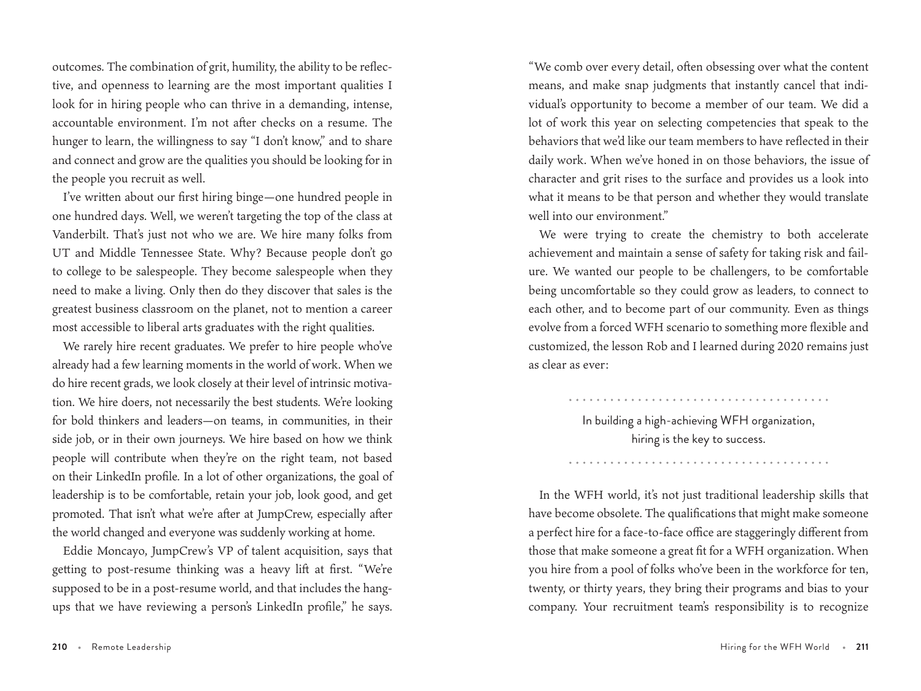outcomes. The combination of grit, humility, the ability to be reflective, and openness to learning are the most important qualities I look for in hiring people who can thrive in a demanding, intense, accountable environment. I'm not after checks on a resume. The hunger to learn, the willingness to say "I don't know," and to share and connect and grow are the qualities you should be looking for in the people you recruit as well.

I've written about our first hiring binge—one hundred people in one hundred days. Well, we weren't targeting the top of the class at Vanderbilt. That's just not who we are. We hire many folks from UT and Middle Tennessee State. Why? Because people don't go to college to be salespeople. They become salespeople when they need to make a living. Only then do they discover that sales is the greatest business classroom on the planet, not to mention a career most accessible to liberal arts graduates with the right qualities.

We rarely hire recent graduates. We prefer to hire people who've already had a few learning moments in the world of work. When we do hire recent grads, we look closely at their level of intrinsic motivation. We hire doers, not necessarily the best students. We're looking for bold thinkers and leaders—on teams, in communities, in their side job, or in their own journeys. We hire based on how we think people will contribute when they're on the right team, not based on their LinkedIn profile. In a lot of other organizations, the goal of leadership is to be comfortable, retain your job, look good, and get promoted. That isn't what we're after at JumpCrew, especially after the world changed and everyone was suddenly working at home.

Eddie Moncayo, JumpCrew's VP of talent acquisition, says that getting to post-resume thinking was a heavy lift at first. "We're supposed to be in a post-resume world, and that includes the hang-ups that we have reviewing a person's LinkedIn profile," he says. "We comb over every detail, often obsessing over what the content means, and make snap judgments that instantly cancel that individual's opportunity to become a member of our team. We did a lot of work this year on selecting competencies that speak to the behaviors that we'd like our team members to have reflected in their daily work. When we've honed in on those behaviors, the issue of character and grit rises to the surface and provides us a look into what it means to be that person and whether they would translate well into our environment."

We were trying to create the chemistry to both accelerate achievement and maintain a sense of safety for taking risk and failure. We wanted our people to be challengers, to be comfortable being uncomfortable so they could grow as leaders, to connect to each other, and to become part of our community. Even as things evolve from a forced WFH scenario to something more flexible and customized, the lesson Rob and I learned during 2020 remains just as clear as ever:

> In building a high-achieving WFH organization, hiring is the key to success.

In the WFH world, it's not just traditional leadership skills that have become obsolete. The qualifications that might make someone a perfect hire for a face-to-face office are staggeringly different from those that make someone a great fit for a WFH organization. When you hire from a pool of folks who've been in the workforce for ten, twenty, or thirty years, they bring their programs and bias to your company. Your recruitment team's responsibility is to recognize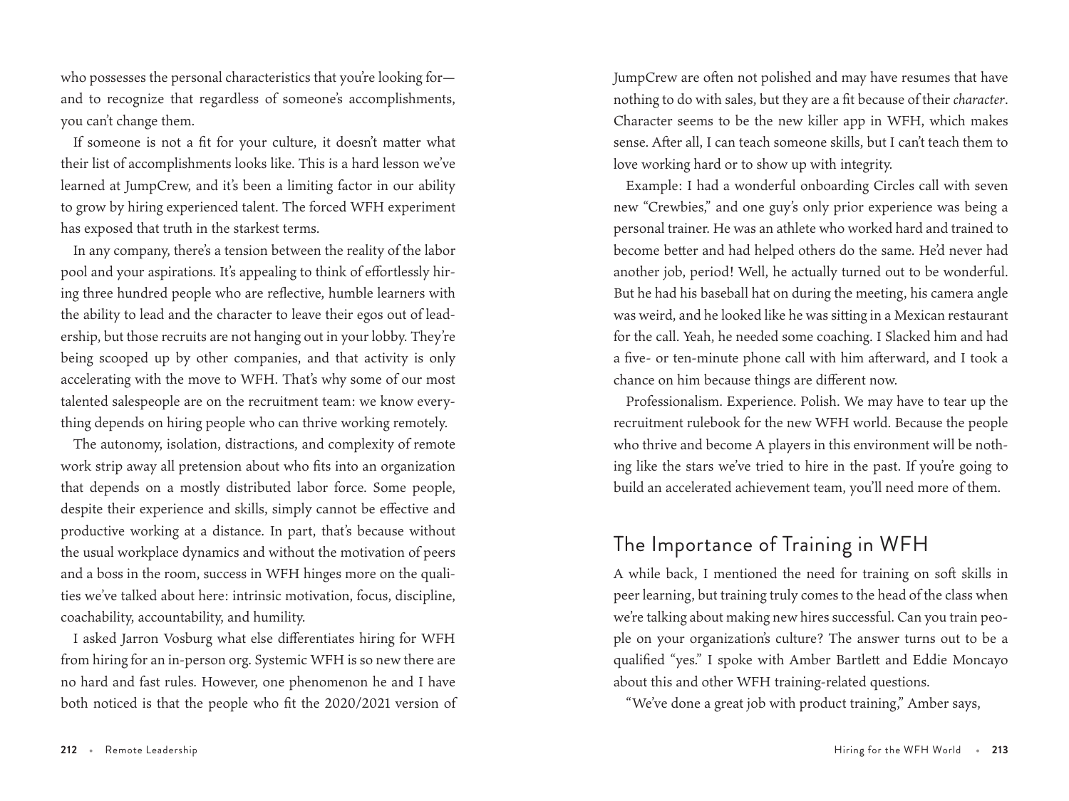who possesses the personal characteristics that you're looking for—and to recognize that regardless of someone's accomplishments, you can't change them.

If someone is not a fit for your culture, it doesn't matter what their list of accomplishments looks like. This is a hard lesson we've learned at JumpCrew, and it's been a limiting factor in our ability to grow by hiring experienced talent. The forced WFH experiment has exposed that truth in the starkest terms.

In any company, there's a tension between the reality of the labor pool and your aspirations. It's appealing to think of effortlessly hiring three hundred people who are reflective, humble learners with the ability to lead and the character to leave their egos out of leadership, but those recruits are not hanging out in your lobby. They're being scooped up by other companies, and that activity is only accelerating with the move to WFH. That's why some of our most talented salespeople are on the recruitment team: we know everything depends on hiring people who can thrive working remotely.

The autonomy, isolation, distractions, and complexity of remote work strip away all pretension about who fits into an organization that depends on a mostly distributed labor force. Some people, despite their experience and skills, simply cannot be effective and productive working at a distance. In part, that's because without the usual workplace dynamics and without the motivation of peers and a boss in the room, success in WFH hinges more on the qualities we've talked about here: intrinsic motivation, focus, discipline, coachability, accountability, and humility.

I asked Jarron Vosburg what else differentiates hiring for WFH from hiring for an in-person org. Systemic WFH is so new there are no hard and fast rules. However, one phenomenon he and I have both noticed is that the people who fit the 2020/2021 version of JumpCrew are often not polished and may have resumes that have nothing to do with sales, but they are a fit because of their *character*. Character seems to be the new killer app in WFH, which makes sense. After all, I can teach someone skills, but I can't teach them to love working hard or to show up with integrity.

Example: I had a wonderful onboarding Circles call with seven new "Crewbies," and one guy's only prior experience was being a personal trainer. He was an athlete who worked hard and trained to become better and had helped others do the same. He'd never had another job, period! Well, he actually turned out to be wonderful. But he had his baseball hat on during the meeting, his camera angle was weird, and he looked like he was sitting in a Mexican restaurant for the call. Yeah, he needed some coaching. I Slacked him and had a five- or ten-minute phone call with him afterward, and I took a chance on him because things are different now.

Professionalism. Experience. Polish. We may have to tear up the recruitment rulebook for the new WFH world. Because the people who thrive and become A players in this environment will be nothing like the stars we've tried to hire in the past. If you're going to build an accelerated achievement team, you'll need more of them.

## The Importance of Training in WFH

A while back, I mentioned the need for training on soft skills in peer learning, but training truly comes to the head of the class when we're talking about making new hires successful. Can you train people on your organization's culture? The answer turns out to be a qualified "yes." I spoke with Amber Bartlett and Eddie Moncayo about this and other WFH training-related questions.

"We've done a great job with product training," Amber says,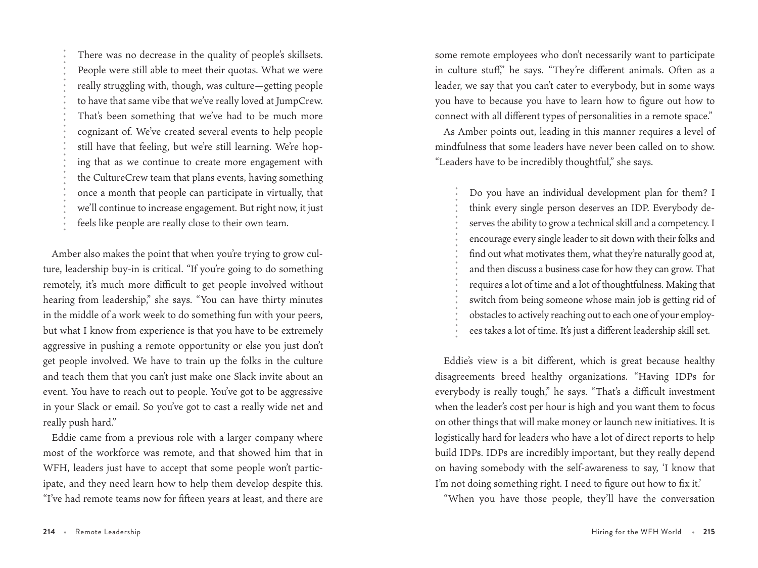> There was no decrease in the quality of people's skillsets. People were still able to meet their quotas. What we were really struggling with, though, was culture—getting people to have that same vibe that we've really loved at JumpCrew. That's been something that we've had to be much more cognizant of. We've created several events to help people still have that feeling, but we're still learning. We're hoping that as we continue to create more engagement with the CultureCrew team that plans events, having something once a month that people can participate in virtually, that we'll continue to increase engagement. But right now, it just feels like people are really close to their own team.

Amber also makes the point that when you're trying to grow culture, leadership buy-in is critical. "If you're going to do something remotely, it's much more difficult to get people involved without hearing from leadership," she says. "You can have thirty minutes in the middle of a work week to do something fun with your peers, but what I know from experience is that you have to be extremely aggressive in pushing a remote opportunity or else you just don't get people involved. We have to train up the folks in the culture and teach them that you can't just make one Slack invite about an event. You have to reach out to people. You've got to be aggressive in your Slack or email. So you've got to cast a really wide net and really push hard."

Eddie came from a previous role with a larger company where most of the workforce was remote, and that showed him that in WFH, leaders just have to accept that some people won't participate, and they need learn how to help them develop despite this. "I've had remote teams now for fifteen years at least, and there are some remote employees who don't necessarily want to participate in culture stuff," he says. "They're different animals. Often as a leader, we say that you can't cater to everybody, but in some ways you have to because you have to learn how to figure out how to connect with all different types of personalities in a remote space."

As Amber points out, leading in this manner requires a level of mindfulness that some leaders have never been called on to show. "Leaders have to be incredibly thoughtful," she says.

> Do you have an individual development plan for them? I think every single person deserves an IDP. Everybody deserves the ability to grow a technical skill and a competency. I encourage every single leader to sit down with their folks and find out what motivates them, what they're naturally good at, and then discuss a business case for how they can grow. That requires a lot of time and a lot of thoughtfulness. Making that switch from being someone whose main job is getting rid of obstacles to actively reaching out to each one of your employees takes a lot of time. It's just a different leadership skill set.

Eddie's view is a bit different, which is great because healthy disagreements breed healthy organizations. "Having IDPs for everybody is really tough," he says. "That's a difficult investment when the leader's cost per hour is high and you want them to focus on other things that will make money or launch new initiatives. It is logistically hard for leaders who have a lot of direct reports to help build IDPs. IDPs are incredibly important, but they really depend on having somebody with the self-awareness to say, 'I know that I'm not doing something right. I need to figure out how to fix it.'

"When you have those people, they'll have the conversation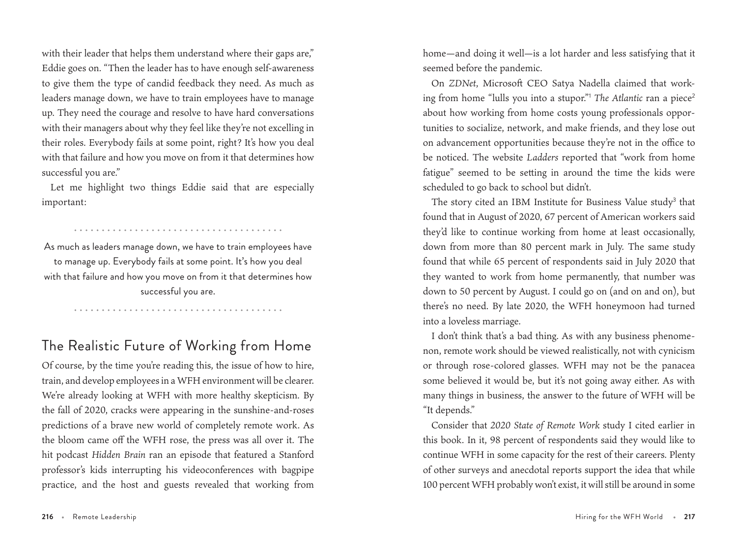with their leader that helps them understand where their gaps are," Eddie goes on. "Then the leader has to have enough self-awareness to give them the type of candid feedback they need. As much as leaders manage down, we have to train employees have to manage up. They need the courage and resolve to have hard conversations with their managers about why they feel like they're not excelling in their roles. Everybody fails at some point, right? It's how you deal with that failure and how you move on from it that determines how successful you are."

Let me highlight two things Eddie said that are especially important:

> As much as leaders manage down, we have to train employees have to manage up. Everybody fails at some point. It's how you deal with that failure and how you move on from it that determines how successful you are.

## The Realistic Future of Working from Home

Of course, by the time you're reading this, the issue of how to hire, train, and develop employees in a WFH environment will be clearer. We're already looking at WFH with more healthy skepticism. By the fall of 2020, cracks were appearing in the sunshine-and-roses predictions of a brave new world of completely remote work. As the bloom came off the WFH rose, the press was all over it. The hit podcast *Hidden Brain* ran an episode that featured a Stanford professor's kids interrupting his videoconferences with bagpipe practice, and the host and guests revealed that working from home—and doing it well—is a lot harder and less satisfying that it seemed before the pandemic.

On *ZDNet*, Microsoft CEO Satya Nadella claimed that working from home "lulls you into a stupor."[1] *The Atlantic* ran a piece[2] about how working from home costs young professionals opportunities to socialize, network, and make friends, and they lose out on advancement opportunities because they're not in the office to be noticed. The website *Ladders* reported that "work from home fatigue" seemed to be setting in around the time the kids were scheduled to go back to school but didn't.

The story cited an IBM Institute for Business Value study[3] that found that in August of 2020, 67 percent of American workers said they'd like to continue working from home at least occasionally, down from more than 80 percent mark in July. The same study found that while 65 percent of respondents said in July 2020 that they wanted to work from home permanently, that number was down to 50 percent by August. I could go on (and on and on), but there's no need. By late 2020, the WFH honeymoon had turned into a loveless marriage.

I don't think that's a bad thing. As with any business phenomenon, remote work should be viewed realistically, not with cynicism or through rose-colored glasses. WFH may not be the panacea some believed it would be, but it's not going away either. As with many things in business, the answer to the future of WFH will be "It depends."

Consider that *2020 State of Remote Work* study I cited earlier in this book. In it, 98 percent of respondents said they would like to continue WFH in some capacity for the rest of their careers. Plenty of other surveys and anecdotal reports support the idea that while 100 percent WFH probably won't exist, it will still be around in some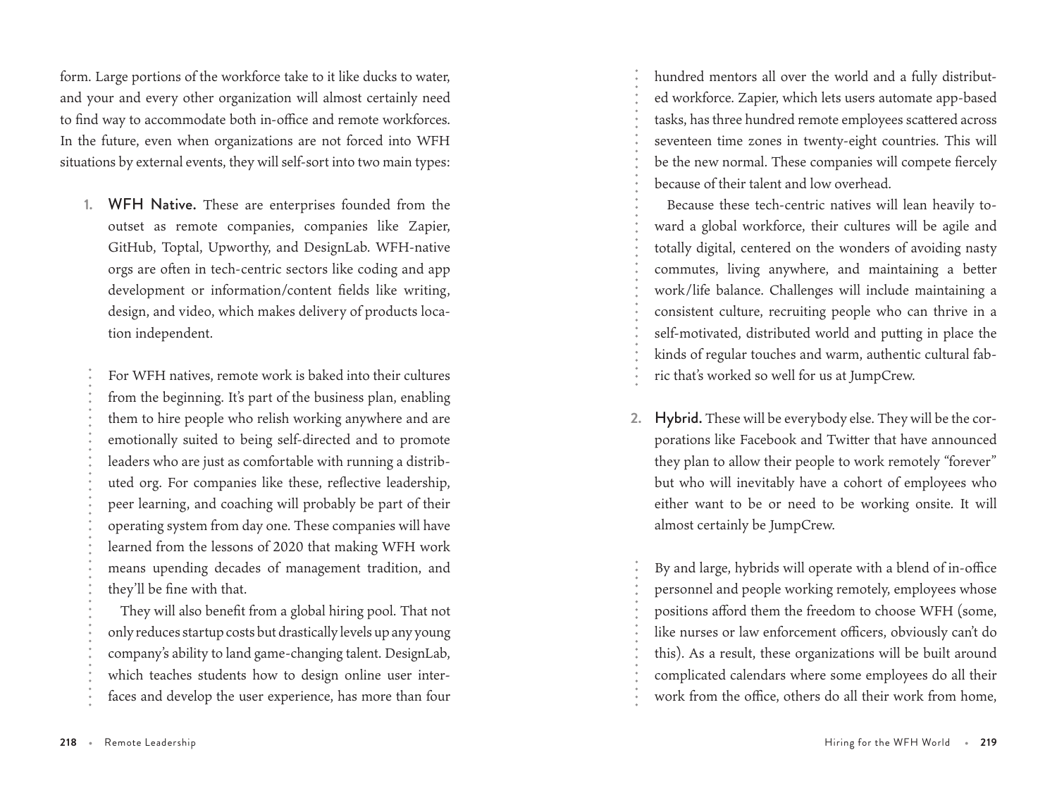form. Large portions of the workforce take to it like ducks to water, and your and every other organization will almost certainly need to find way to accommodate both in-office and remote workforces. In the future, even when organizations are not forced into WFH situations by external events, they will self-sort into two main types:

1. **WFH Native.** These are enterprises founded from the outset as remote companies, companies like Zapier, GitHub, Toptal, Upworthy, and DesignLab. WFH-native orgs are often in tech-centric sectors like coding and app development or information/content fields like writing, design, and video, which makes delivery of products location independent.

   For WFH natives, remote work is baked into their cultures from the beginning. It's part of the business plan, enabling them to hire people who relish working anywhere and are emotionally suited to being self-directed and to promote leaders who are just as comfortable with running a distributed org. For companies like these, reflective leadership, peer learning, and coaching will probably be part of their operating system from day one. These companies will have learned from the lessons of 2020 that making WFH work means upending decades of management tradition, and they'll be fine with that.

   They will also benefit from a global hiring pool. That not only reduces startup costs but drastically levels up any young company's ability to land game-changing talent. DesignLab, which teaches students how to design online user interfaces and develop the user experience, has more than four hundred mentors all over the world and a fully distributed workforce. Zapier, which lets users automate app-based tasks, has three hundred remote employees scattered across seventeen time zones in twenty-eight countries. This will be the new normal. These companies will compete fiercely because of their talent and low overhead.

   Because these tech-centric natives will lean heavily toward a global workforce, their cultures will be agile and totally digital, centered on the wonders of avoiding nasty commutes, living anywhere, and maintaining a better work/life balance. Challenges will include maintaining a consistent culture, recruiting people who can thrive in a self-motivated, distributed world and putting in place the kinds of regular touches and warm, authentic cultural fabric that's worked so well for us at JumpCrew.

2. **Hybrid.** These will be everybody else. They will be the corporations like Facebook and Twitter that have announced they plan to allow their people to work remotely "forever" but who will inevitably have a cohort of employees who either want to be or need to be working onsite. It will almost certainly be JumpCrew.

   By and large, hybrids will operate with a blend of in-office personnel and people working remotely, employees whose positions afford them the freedom to choose WFH (some, like nurses or law enforcement officers, obviously can't do this). As a result, these organizations will be built around complicated calendars where some employees do all their work from the office, others do all their work from home,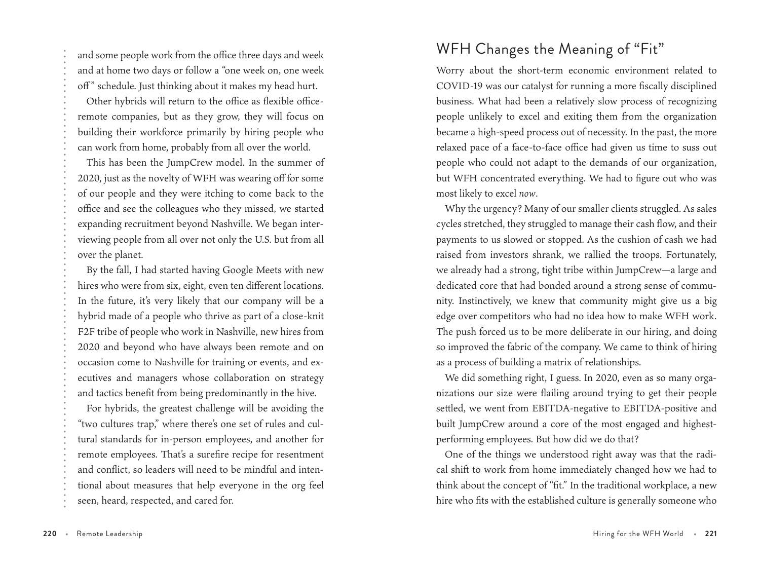and some people work from the office three days and week and at home two days or follow a "one week on, one week off" schedule. Just thinking about it makes my head hurt.

Other hybrids will return to the office as flexible office-remote companies, but as they grow, they will focus on building their workforce primarily by hiring people who can work from home, probably from all over the world.

This has been the JumpCrew model. In the summer of 2020, just as the novelty of WFH was wearing off for some of our people and they were itching to come back to the office and see the colleagues who they missed, we started expanding recruitment beyond Nashville. We began interviewing people from all over not only the U.S. but from all over the planet.

By the fall, I had started having Google Meets with new hires who were from six, eight, even ten different locations. In the future, it's very likely that our company will be a hybrid made of a people who thrive as part of a close-knit F2F tribe of people who work in Nashville, new hires from 2020 and beyond who have always been remote and on occasion come to Nashville for training or events, and executives and managers whose collaboration on strategy and tactics benefit from being predominantly in the hive.

For hybrids, the greatest challenge will be avoiding the "two cultures trap," where there's one set of rules and cultural standards for in-person employees, and another for remote employees. That's a surefire recipe for resentment and conflict, so leaders will need to be mindful and intentional about measures that help everyone in the org feel seen, heard, respected, and cared for.

## WFH Changes the Meaning of "Fit"

Worry about the short-term economic environment related to COVID-19 was our catalyst for running a more fiscally disciplined business. What had been a relatively slow process of recognizing people unlikely to excel and exiting them from the organization became a high-speed process out of necessity. In the past, the more relaxed pace of a face-to-face office had given us time to suss out people who could not adapt to the demands of our organization, but WFH concentrated everything. We had to figure out who was most likely to excel *now*.

Why the urgency? Many of our smaller clients struggled. As sales cycles stretched, they struggled to manage their cash flow, and their payments to us slowed or stopped. As the cushion of cash we had raised from investors shrank, we rallied the troops. Fortunately, we already had a strong, tight tribe within JumpCrew—a large and dedicated core that had bonded around a strong sense of community. Instinctively, we knew that community might give us a big edge over competitors who had no idea how to make WFH work. The push forced us to be more deliberate in our hiring, and doing so improved the fabric of the company. We came to think of hiring as a process of building a matrix of relationships.

We did something right, I guess. In 2020, even as so many organizations our size were flailing around trying to get their people settled, we went from EBITDA-negative to EBITDA-positive and built JumpCrew around a core of the most engaged and highest-performing employees. But how did we do that?

One of the things we understood right away was that the radical shift to work from home immediately changed how we had to think about the concept of "fit." In the traditional workplace, a new hire who fits with the established culture is generally someone who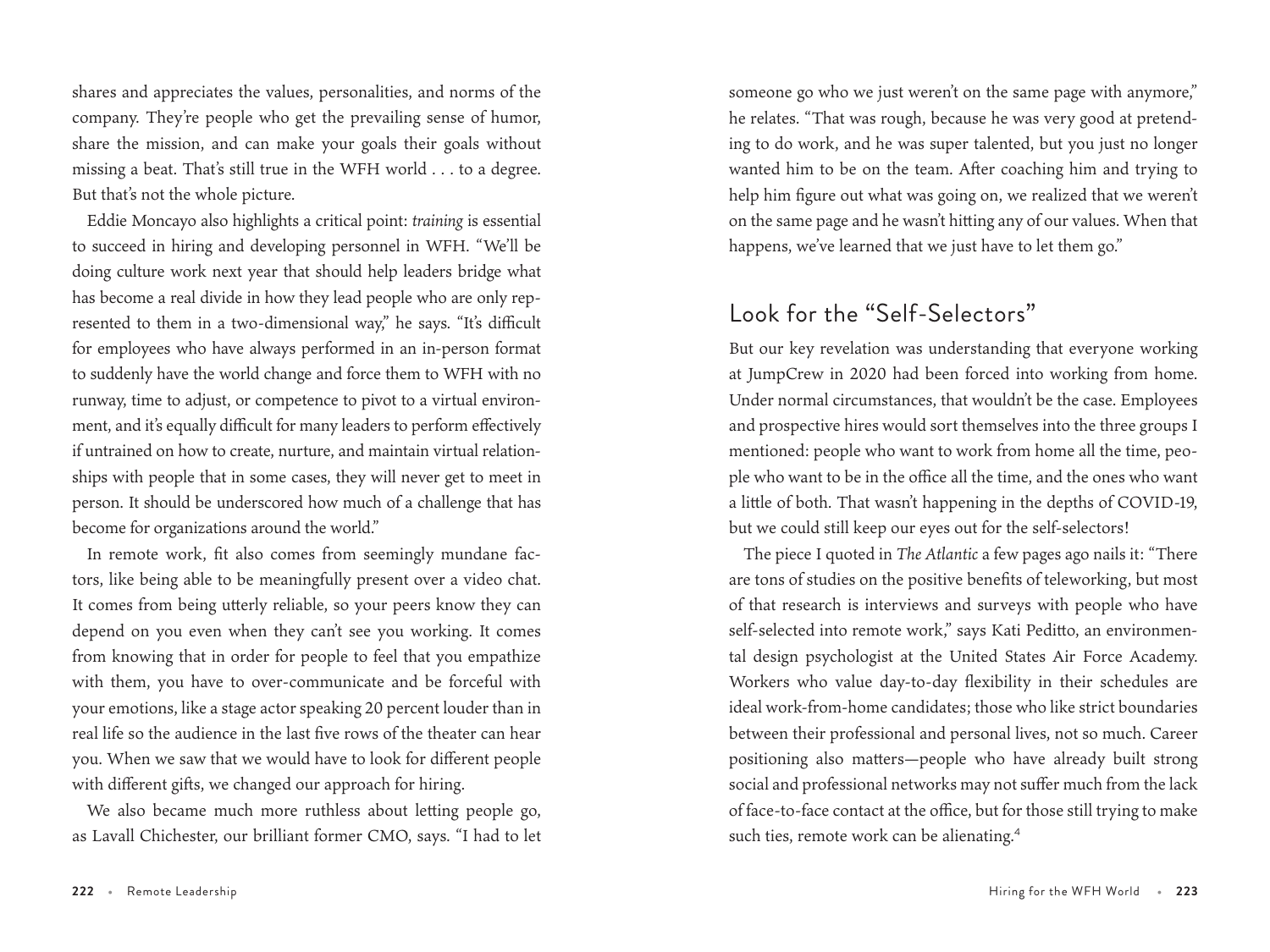shares and appreciates the values, personalities, and norms of the company. They're people who get the prevailing sense of humor, share the mission, and can make your goals their goals without missing a beat. That's still true in the WFH world . . . to a degree. But that's not the whole picture.

Eddie Moncayo also highlights a critical point: *training* is essential to succeed in hiring and developing personnel in WFH. "We'll be doing culture work next year that should help leaders bridge what has become a real divide in how they lead people who are only represented to them in a two-dimensional way," he says. "It's difficult for employees who have always performed in an in-person format to suddenly have the world change and force them to WFH with no runway, time to adjust, or competence to pivot to a virtual environment, and it's equally difficult for many leaders to perform effectively if untrained on how to create, nurture, and maintain virtual relationships with people that in some cases, they will never get to meet in person. It should be underscored how much of a challenge that has become for organizations around the world."

In remote work, fit also comes from seemingly mundane factors, like being able to be meaningfully present over a video chat. It comes from being utterly reliable, so your peers know they can depend on you even when they can't see you working. It comes from knowing that in order for people to feel that you empathize with them, you have to over-communicate and be forceful with your emotions, like a stage actor speaking 20 percent louder than in real life so the audience in the last five rows of the theater can hear you. When we saw that we would have to look for different people with different gifts, we changed our approach for hiring.

We also became much more ruthless about letting people go, as Lavall Chichester, our brilliant former CMO, says. "I had to let someone go who we just weren't on the same page with anymore," he relates. "That was rough, because he was very good at pretending to do work, and he was super talented, but you just no longer wanted him to be on the team. After coaching him and trying to help him figure out what was going on, we realized that we weren't on the same page and he wasn't hitting any of our values. When that happens, we've learned that we just have to let them go."

## Look for the "Self-Selectors"

But our key revelation was understanding that everyone working at JumpCrew in 2020 had been forced into working from home. Under normal circumstances, that wouldn't be the case. Employees and prospective hires would sort themselves into the three groups I mentioned: people who want to work from home all the time, people who want to be in the office all the time, and the ones who want a little of both. That wasn't happening in the depths of COVID-19, but we could still keep our eyes out for the self-selectors!

The piece I quoted in *The Atlantic* a few pages ago nails it: "There are tons of studies on the positive benefits of teleworking, but most of that research is interviews and surveys with people who have self-selected into remote work," says Kati Peditto, an environmental design psychologist at the United States Air Force Academy. Workers who value day-to-day flexibility in their schedules are ideal work-from-home candidates; those who like strict boundaries between their professional and personal lives, not so much. Career positioning also matters—people who have already built strong social and professional networks may not suffer much from the lack of face-to-face contact at the office, but for those still trying to make such ties, remote work can be alienating.[4]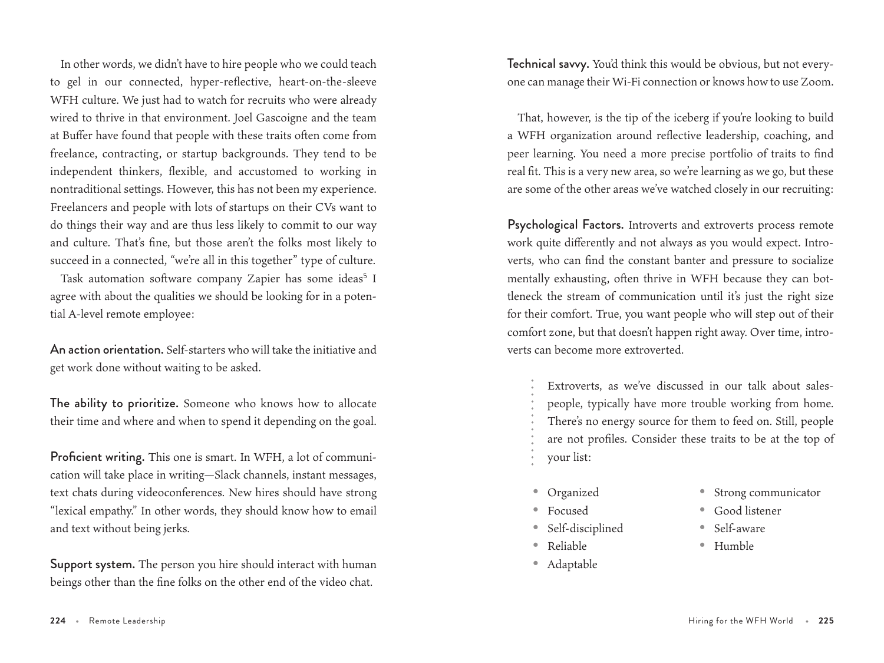In other words, we didn't have to hire people who we could teach to gel in our connected, hyper-reflective, heart-on-the-sleeve WFH culture. We just had to watch for recruits who were already wired to thrive in that environment. Joel Gascoigne and the team at Buffer have found that people with these traits often come from freelance, contracting, or startup backgrounds. They tend to be independent thinkers, flexible, and accustomed to working in nontraditional settings. However, this has not been my experience. Freelancers and people with lots of startups on their CVs want to do things their way and are thus less likely to commit to our way and culture. That's fine, but those aren't the folks most likely to succeed in a connected, "we're all in this together" type of culture.

Task automation software company Zapier has some ideas[5] I agree with about the qualities we should be looking for in a potential A-level remote employee:

**An action orientation.** Self-starters who will take the initiative and get work done without waiting to be asked.

**The ability to prioritize.** Someone who knows how to allocate their time and where and when to spend it depending on the goal.

**Proficient writing.** This one is smart. In WFH, a lot of communication will take place in writing—Slack channels, instant messages, text chats during videoconferences. New hires should have strong "lexical empathy." In other words, they should know how to email and text without being jerks.

**Support system.** The person you hire should interact with human beings other than the fine folks on the other end of the video chat.

**Technical savvy.** You'd think this would be obvious, but not everyone can manage their Wi-Fi connection or knows how to use Zoom.

That, however, is the tip of the iceberg if you're looking to build a WFH organization around reflective leadership, coaching, and peer learning. You need a more precise portfolio of traits to find real fit. This is a very new area, so we're learning as we go, but these are some of the other areas we've watched closely in our recruiting:

**Psychological Factors.** Introverts and extroverts process remote work quite differently and not always as you would expect. Introverts, who can find the constant banter and pressure to socialize mentally exhausting, often thrive in WFH because they can bottleneck the stream of communication until it's just the right size for their comfort. True, you want people who will step out of their comfort zone, but that doesn't happen right away. Over time, introverts can become more extroverted.

> Extroverts, as we've discussed in our talk about salespeople, typically have more trouble working from home. There's no energy source for them to feed on. Still, people are not profiles. Consider these traits to be at the top of your list:

- Organized
- Focused
- Self-disciplined
- Reliable
- Adaptable
- Strong communicator
- Good listener
- Self-aware
- Humble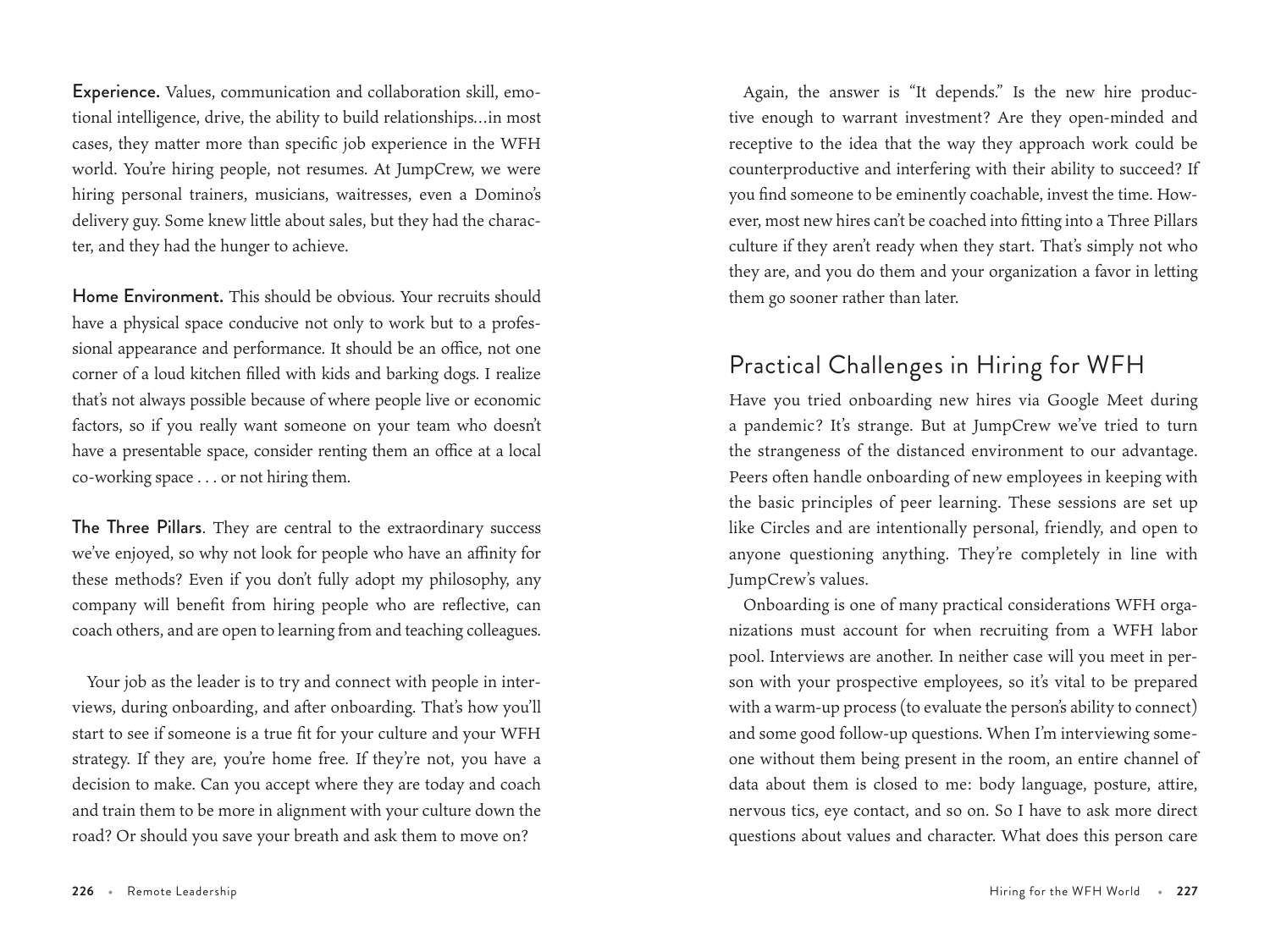**Experience.** Values, communication and collaboration skill, emotional intelligence, drive, the ability to build relationships...in most cases, they matter more than specific job experience in the WFH world. You're hiring people, not resumes. At JumpCrew, we were hiring personal trainers, musicians, waitresses, even a Domino's delivery guy. Some knew little about sales, but they had the character, and they had the hunger to achieve.

**Home Environment.** This should be obvious. Your recruits should have a physical space conducive not only to work but to a professional appearance and performance. It should be an office, not one corner of a loud kitchen filled with kids and barking dogs. I realize that's not always possible because of where people live or economic factors, so if you really want someone on your team who doesn't have a presentable space, consider renting them an office at a local co-working space . . . or not hiring them.

**The Three Pillars**. They are central to the extraordinary success we've enjoyed, so why not look for people who have an affinity for these methods? Even if you don't fully adopt my philosophy, any company will benefit from hiring people who are reflective, can coach others, and are open to learning from and teaching colleagues.

Your job as the leader is to try and connect with people in interviews, during onboarding, and after onboarding. That's how you'll start to see if someone is a true fit for your culture and your WFH strategy. If they are, you're home free. If they're not, you have a decision to make. Can you accept where they are today and coach and train them to be more in alignment with your culture down the road? Or should you save your breath and ask them to move on?

Again, the answer is "It depends." Is the new hire productive enough to warrant investment? Are they open-minded and receptive to the idea that the way they approach work could be counterproductive and interfering with their ability to succeed? If you find someone to be eminently coachable, invest the time. However, most new hires can't be coached into fitting into a Three Pillars culture if they aren't ready when they start. That's simply not who they are, and you do them and your organization a favor in letting them go sooner rather than later.

## Practical Challenges in Hiring for WFH

Have you tried onboarding new hires via Google Meet during a pandemic? It's strange. But at JumpCrew we've tried to turn the strangeness of the distanced environment to our advantage. Peers often handle onboarding of new employees in keeping with the basic principles of peer learning. These sessions are set up like Circles and are intentionally personal, friendly, and open to anyone questioning anything. They're completely in line with JumpCrew's values.

Onboarding is one of many practical considerations WFH organizations must account for when recruiting from a WFH labor pool. Interviews are another. In neither case will you meet in person with your prospective employees, so it's vital to be prepared with a warm-up process (to evaluate the person's ability to connect) and some good follow-up questions. When I'm interviewing someone without them being present in the room, an entire channel of data about them is closed to me: body language, posture, attire, nervous tics, eye contact, and so on. So I have to ask more direct questions about values and character. What does this person care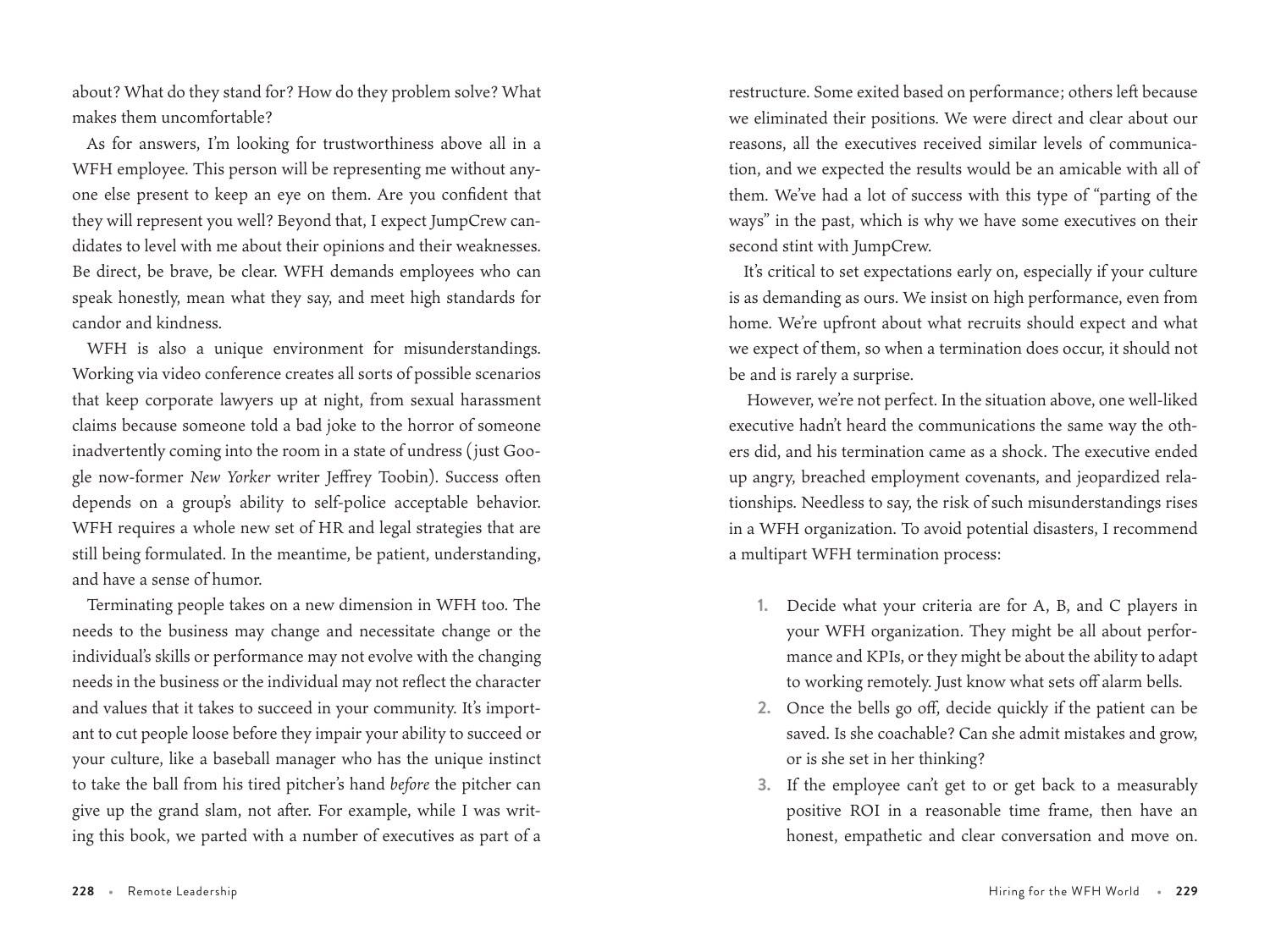about? What do they stand for? How do they problem solve? What makes them uncomfortable?

As for answers, I'm looking for trustworthiness above all in a WFH employee. This person will be representing me without anyone else present to keep an eye on them. Are you confident that they will represent you well? Beyond that, I expect JumpCrew candidates to level with me about their opinions and their weaknesses. Be direct, be brave, be clear. WFH demands employees who can speak honestly, mean what they say, and meet high standards for candor and kindness.

WFH is also a unique environment for misunderstandings. Working via video conference creates all sorts of possible scenarios that keep corporate lawyers up at night, from sexual harassment claims because someone told a bad joke to the horror of someone inadvertently coming into the room in a state of undress (just Google now-former *New Yorker* writer Jeffrey Toobin). Success often depends on a group's ability to self-police acceptable behavior. WFH requires a whole new set of HR and legal strategies that are still being formulated. In the meantime, be patient, understanding, and have a sense of humor.

Terminating people takes on a new dimension in WFH too. The needs to the business may change and necessitate change or the individual's skills or performance may not evolve with the changing needs in the business or the individual may not reflect the character and values that it takes to succeed in your community. It's important to cut people loose before they impair your ability to succeed or your culture, like a baseball manager who has the unique instinct to take the ball from his tired pitcher's hand *before* the pitcher can give up the grand slam, not after. For example, while I was writing this book, we parted with a number of executives as part of a restructure. Some exited based on performance; others left because we eliminated their positions. We were direct and clear about our reasons, all the executives received similar levels of communication, and we expected the results would be an amicable with all of them. We've had a lot of success with this type of "parting of the ways" in the past, which is why we have some executives on their second stint with JumpCrew.

It's critical to set expectations early on, especially if your culture is as demanding as ours. We insist on high performance, even from home. We're upfront about what recruits should expect and what we expect of them, so when a termination does occur, it should not be and is rarely a surprise.

However, we're not perfect. In the situation above, one well-liked executive hadn't heard the communications the same way the others did, and his termination came as a shock. The executive ended up angry, breached employment covenants, and jeopardized relationships. Needless to say, the risk of such misunderstandings rises in a WFH organization. To avoid potential disasters, I recommend a multipart WFH termination process:

1. Decide what your criteria are for A, B, and C players in your WFH organization. They might be all about performance and KPIs, or they might be about the ability to adapt to working remotely. Just know what sets off alarm bells.
2. Once the bells go off, decide quickly if the patient can be saved. Is she coachable? Can she admit mistakes and grow, or is she set in her thinking?
3. If the employee can't get to or get back to a measurably positive ROI in a reasonable time frame, then have an honest, empathetic and clear conversation and move on.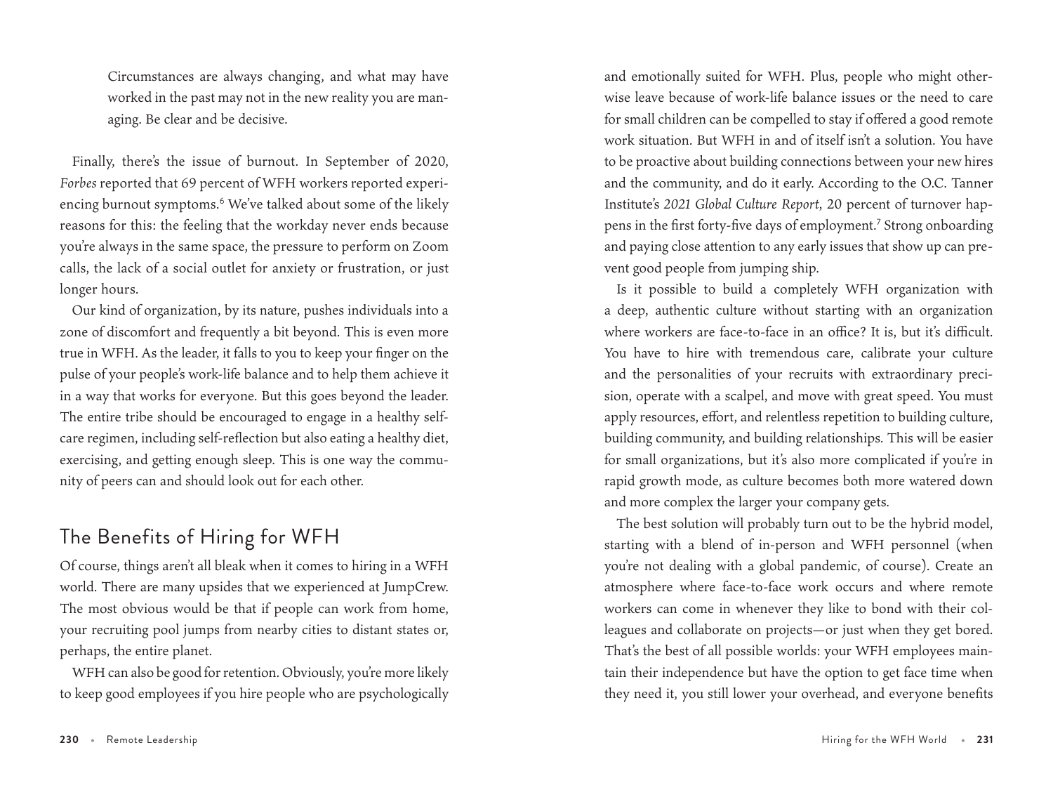Circumstances are always changing, and what may have worked in the past may not in the new reality you are managing. Be clear and be decisive.

Finally, there's the issue of burnout. In September of 2020, *Forbes* reported that 69 percent of WFH workers reported experiencing burnout symptoms.[6] We've talked about some of the likely reasons for this: the feeling that the workday never ends because you're always in the same space, the pressure to perform on Zoom calls, the lack of a social outlet for anxiety or frustration, or just longer hours.

Our kind of organization, by its nature, pushes individuals into a zone of discomfort and frequently a bit beyond. This is even more true in WFH. As the leader, it falls to you to keep your finger on the pulse of your people's work-life balance and to help them achieve it in a way that works for everyone. But this goes beyond the leader. The entire tribe should be encouraged to engage in a healthy self-care regimen, including self-reflection but also eating a healthy diet, exercising, and getting enough sleep. This is one way the community of peers can and should look out for each other.

## The Benefits of Hiring for WFH

Of course, things aren't all bleak when it comes to hiring in a WFH world. There are many upsides that we experienced at JumpCrew. The most obvious would be that if people can work from home, your recruiting pool jumps from nearby cities to distant states or, perhaps, the entire planet.

WFH can also be good for retention. Obviously, you're more likely to keep good employees if you hire people who are psychologically and emotionally suited for WFH. Plus, people who might otherwise leave because of work-life balance issues or the need to care for small children can be compelled to stay if offered a good remote work situation. But WFH in and of itself isn't a solution. You have to be proactive about building connections between your new hires and the community, and do it early. According to the O.C. Tanner Institute's *2021 Global Culture Report*, 20 percent of turnover happens in the first forty-five days of employment.[7] Strong onboarding and paying close attention to any early issues that show up can prevent good people from jumping ship.

Is it possible to build a completely WFH organization with a deep, authentic culture without starting with an organization where workers are face-to-face in an office? It is, but it's difficult. You have to hire with tremendous care, calibrate your culture and the personalities of your recruits with extraordinary precision, operate with a scalpel, and move with great speed. You must apply resources, effort, and relentless repetition to building culture, building community, and building relationships. This will be easier for small organizations, but it's also more complicated if you're in rapid growth mode, as culture becomes both more watered down and more complex the larger your company gets.

The best solution will probably turn out to be the hybrid model, starting with a blend of in-person and WFH personnel (when you're not dealing with a global pandemic, of course). Create an atmosphere where face-to-face work occurs and where remote workers can come in whenever they like to bond with their colleagues and collaborate on projects—or just when they get bored. That's the best of all possible worlds: your WFH employees maintain their independence but have the option to get face time when they need it, you still lower your overhead, and everyone benefits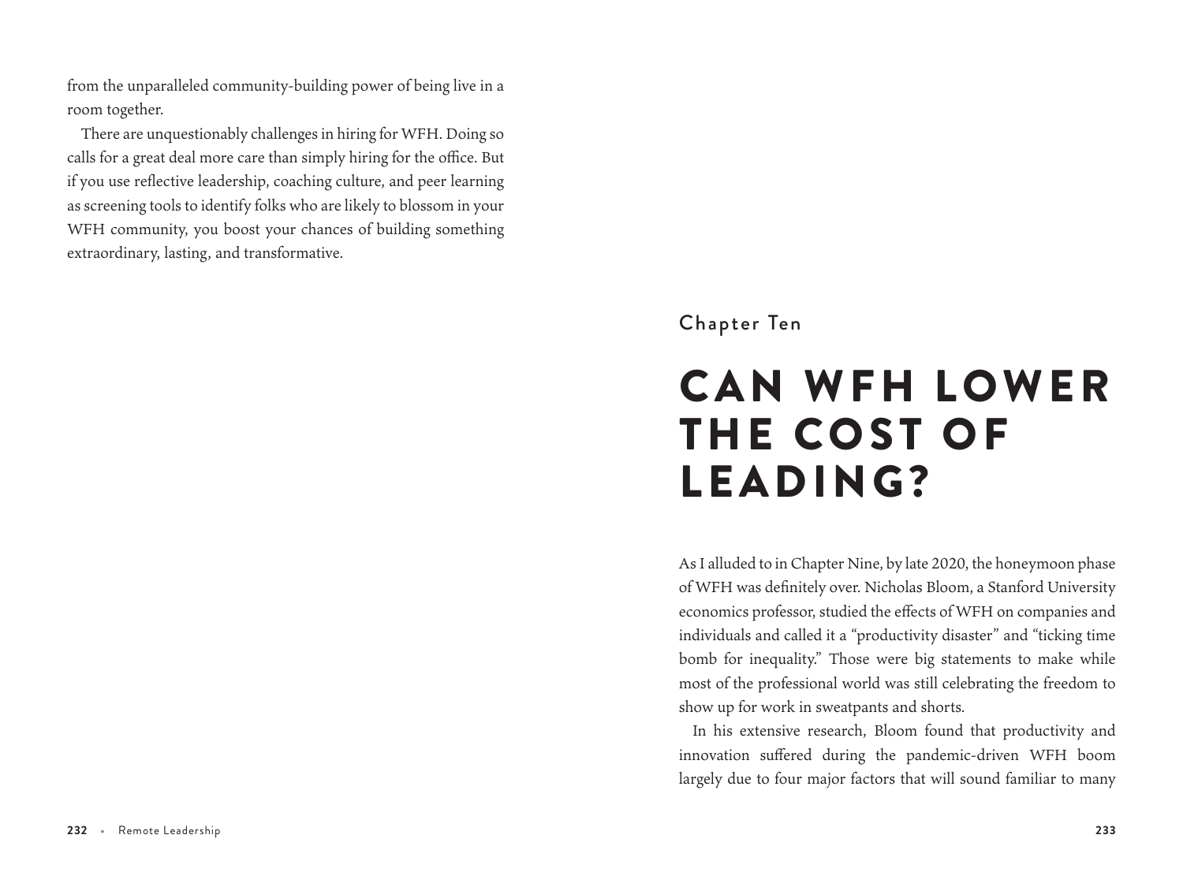from the unparalleled community-building power of being live in a room together.

There are unquestionably challenges in hiring for WFH. Doing so calls for a great deal more care than simply hiring for the office. But if you use reflective leadership, coaching culture, and peer learning as screening tools to identify folks who are likely to blossom in your WFH community, you boost your chances of building something extraordinary, lasting, and transformative.

Chapter Ten

# CAN WFH LOWER THE COST OF LEADING?

As I alluded to in Chapter Nine, by late 2020, the honeymoon phase of WFH was definitely over. Nicholas Bloom, a Stanford University economics professor, studied the effects of WFH on companies and individuals and called it a "productivity disaster" and "ticking time bomb for inequality." Those were big statements to make while most of the professional world was still celebrating the freedom to show up for work in sweatpants and shorts.

In his extensive research, Bloom found that productivity and innovation suffered during the pandemic-driven WFH boom largely due to four major factors that will sound familiar to many